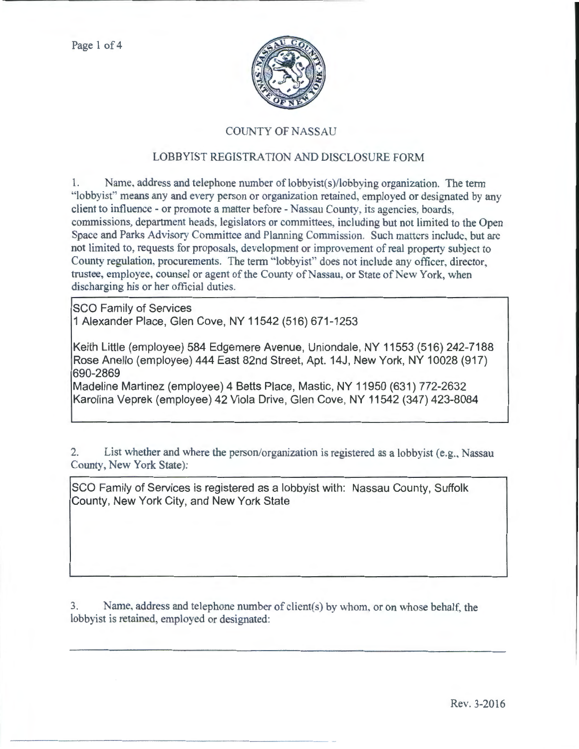# COUNTY OF NASSAU

## LOBBYIST REGISTRATION AND DISCLOSURE FORM

1. Name, address and telephone number of lobbyist(s)/lobbying organization. The term "lobbyist" means any and every person or organization retained, employed or designated by any client to influence - or promote a matter before - Nassau County, its agencies, boards, commissions, department heads, legislators or committees, including but not limited to the Open Space and Parks Advisory Committee and Planning Commission. Such matters include, but are not limited to, requests for proposals, development or improvement of real property subject to County regulation, procurements. The term "lobbyist" does not include any officer, director, trustee, employee, counsel or agent of the County of Nassau, or State of New York, when discharging his or her official duties.

SCO Family of Services
1 Alexander Place, Glen Cove, NY 11542 (516) 671-1253

Keith Little (employee) 584 Edgemere Avenue, Uniondale, NY 11553 (516) 242-7188
Rose Anello (employee) 444 East 82nd Street, Apt. 14J, New York, NY 10028 (917) 690-2869
Madeline Martinez (employee) 4 Betts Place, Mastic, NY 11950 (631) 772-2632
Karolina Veprek (employee) 42 Viola Drive, Glen Cove, NY 11542 (347) 423-8084

2. List whether and where the person/organization is registered as a lobbyist (e.g., Nassau County, New York State):

SCO Family of Services is registered as a lobbyist with: Nassau County, Suffolk County, New York City, and New York State

3. Name, address and telephone number of client(s) by whom, or on whose behalf, the lobbyist is retained, employed or designated:

Rev. 3-2016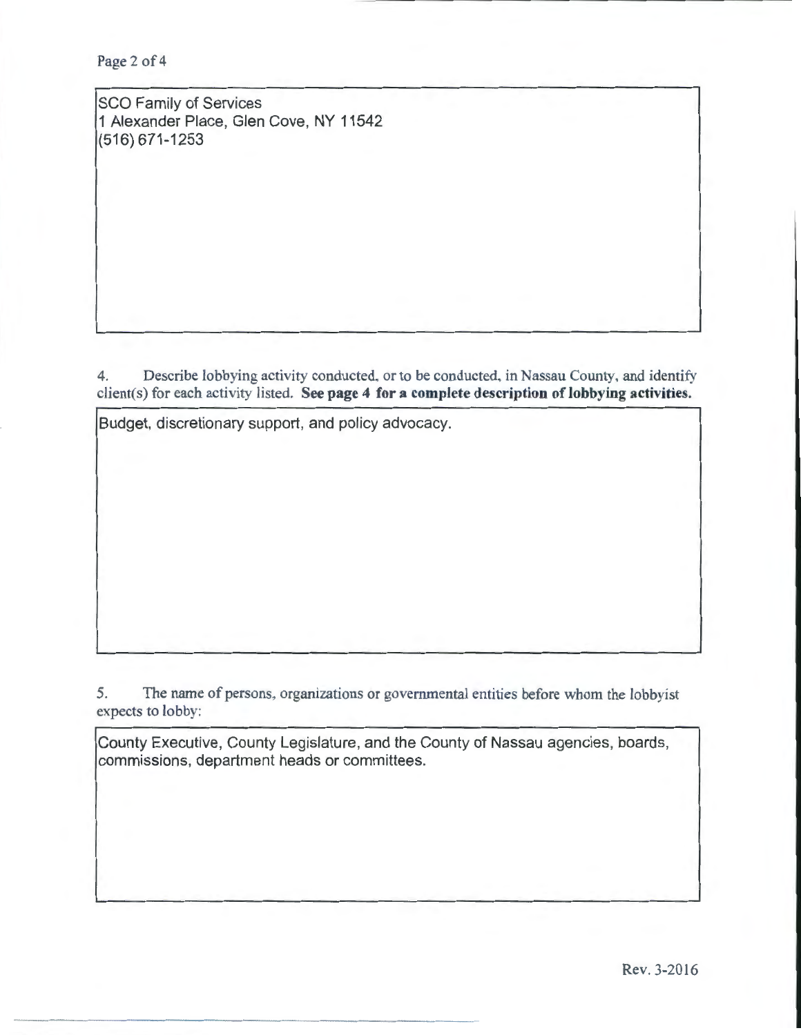SCO Family of Services
1 Alexander Place, Glen Cove, NY 11542
(516) 671-1253

4. Describe lobbying activity conducted, or to be conducted, in Nassau County, and identify client(s) for each activity listed. **See page 4 for a complete description of lobbying activities.**

Budget, discretionary support, and policy advocacy.

5. The name of persons, organizations or governmental entities before whom the lobbyist expects to lobby:

County Executive, County Legislature, and the County of Nassau agencies, boards, commissions, department heads or committees.

Rev. 3-2016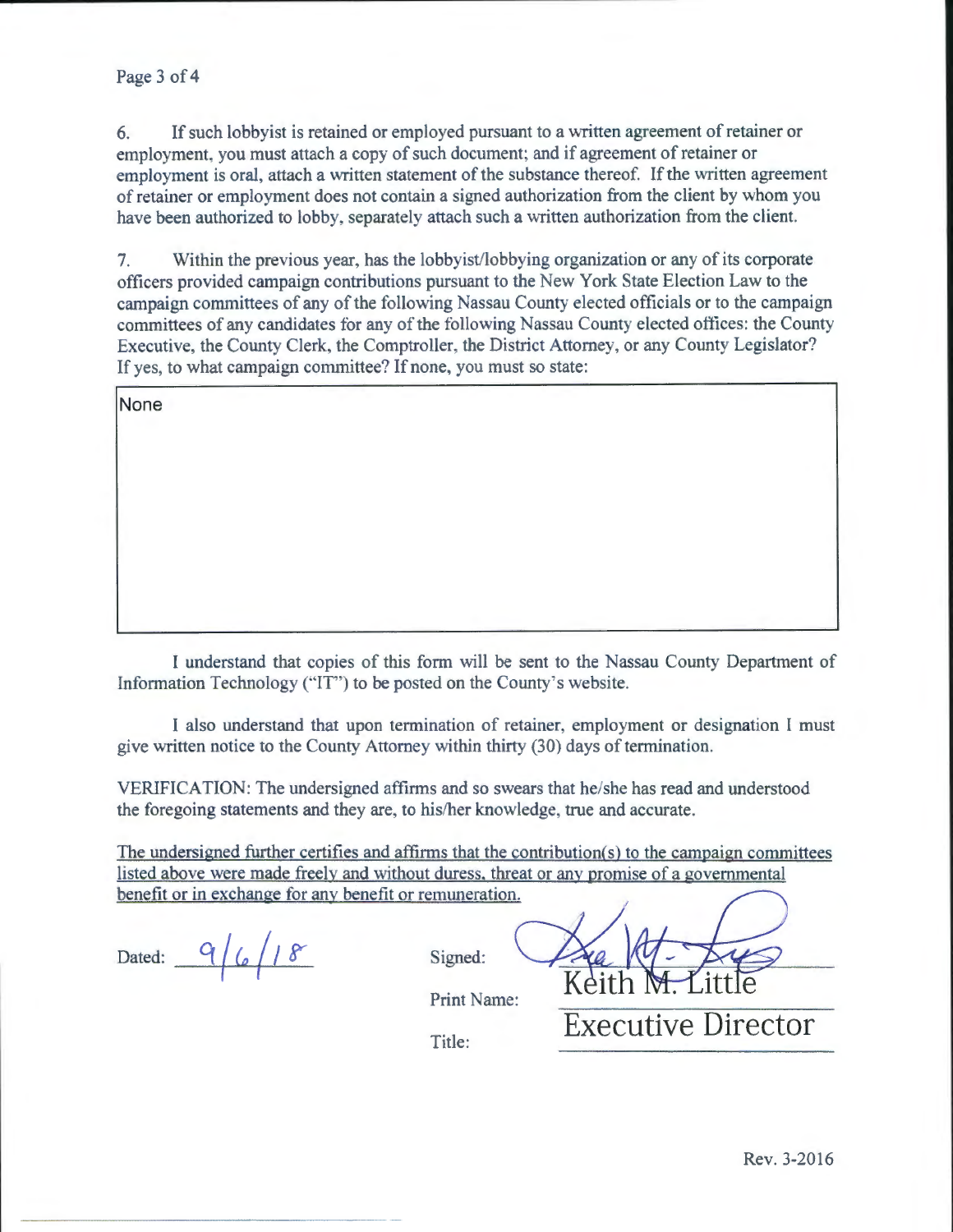6. If such lobbyist is retained or employed pursuant to a written agreement of retainer or employment, you must attach a copy of such document; and if agreement of retainer or employment is oral, attach a written statement of the substance thereof. If the written agreement of retainer or employment does not contain a signed authorization from the client by whom you have been authorized to lobby, separately attach such a written authorization from the client.

7. Within the previous year, has the lobbyist/lobbying organization or any of its corporate officers provided campaign contributions pursuant to the New York State Election Law to the campaign committees of any of the following Nassau County elected officials or to the campaign committees of any candidates for any of the following Nassau County elected offices: the County Executive, the County Clerk, the Comptroller, the District Attorney, or any County Legislator? If yes, to what campaign committee? If none, you must so state:

None

I understand that copies of this form will be sent to the Nassau County Department of Information Technology ("IT") to be posted on the County's website.

I also understand that upon termination of retainer, employment or designation I must give written notice to the County Attorney within thirty (30) days of termination.

VERIFICATION: The undersigned affirms and so swears that he/she has read and understood the foregoing statements and they are, to his/her knowledge, true and accurate.

The undersigned further certifies and affirms that the contribution(s) to the campaign committees listed above were made freely and without duress, threat or any promise of a governmental benefit or in exchange for any benefit or remuneration.

Dated: 9/6/18

Signed: [signature]

Print Name: Keith M. Little

Title: Executive Director

Rev. 3-2016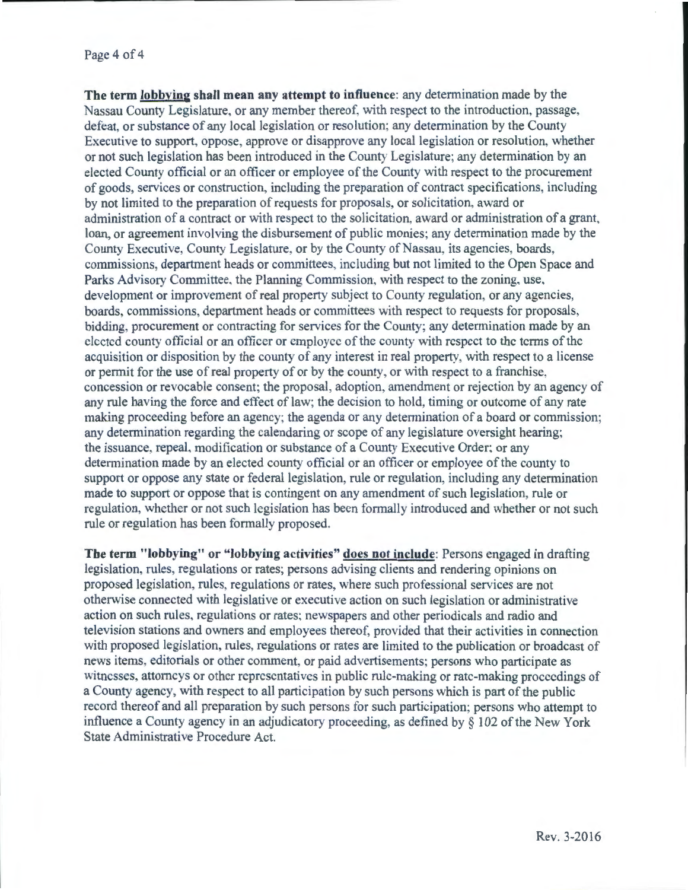**The term <u>lobbying</u> shall mean any attempt to influence**: any determination made by the Nassau County Legislature, or any member thereof, with respect to the introduction, passage, defeat, or substance of any local legislation or resolution; any determination by the County Executive to support, oppose, approve or disapprove any local legislation or resolution, whether or not such legislation has been introduced in the County Legislature; any determination by an elected County official or an officer or employee of the County with respect to the procurement of goods, services or construction, including the preparation of contract specifications, including by not limited to the preparation of requests for proposals, or solicitation, award or administration of a contract or with respect to the solicitation, award or administration of a grant, loan, or agreement involving the disbursement of public monies; any determination made by the County Executive, County Legislature, or by the County of Nassau, its agencies, boards, commissions, department heads or committees, including but not limited to the Open Space and Parks Advisory Committee, the Planning Commission, with respect to the zoning, use, development or improvement of real property subject to County regulation, or any agencies, boards, commissions, department heads or committees with respect to requests for proposals, bidding, procurement or contracting for services for the County; any determination made by an elected county official or an officer or employee of the county with respect to the terms of the acquisition or disposition by the county of any interest in real property, with respect to a license or permit for the use of real property of or by the county, or with respect to a franchise, concession or revocable consent; the proposal, adoption, amendment or rejection by an agency of any rule having the force and effect of law; the decision to hold, timing or outcome of any rate making proceeding before an agency; the agenda or any determination of a board or commission; any determination regarding the calendaring or scope of any legislature oversight hearing; the issuance, repeal, modification or substance of a County Executive Order; or any determination made by an elected county official or an officer or employee of the county to support or oppose any state or federal legislation, rule or regulation, including any determination made to support or oppose that is contingent on any amendment of such legislation, rule or regulation, whether or not such legislation has been formally introduced and whether or not such rule or regulation has been formally proposed.

**The term "lobbying" or "lobbying activities" <u>does not include</u>**: Persons engaged in drafting legislation, rules, regulations or rates; persons advising clients and rendering opinions on proposed legislation, rules, regulations or rates, where such professional services are not otherwise connected with legislative or executive action on such legislation or administrative action on such rules, regulations or rates; newspapers and other periodicals and radio and television stations and owners and employees thereof, provided that their activities in connection with proposed legislation, rules, regulations or rates are limited to the publication or broadcast of news items, editorials or other comment, or paid advertisements; persons who participate as witnesses, attorneys or other representatives in public rule-making or rate-making proceedings of a County agency, with respect to all participation by such persons which is part of the public record thereof and all preparation by such persons for such participation; persons who attempt to influence a County agency in an adjudicatory proceeding, as defined by § 102 of the New York State Administrative Procedure Act.

Rev. 3-2016